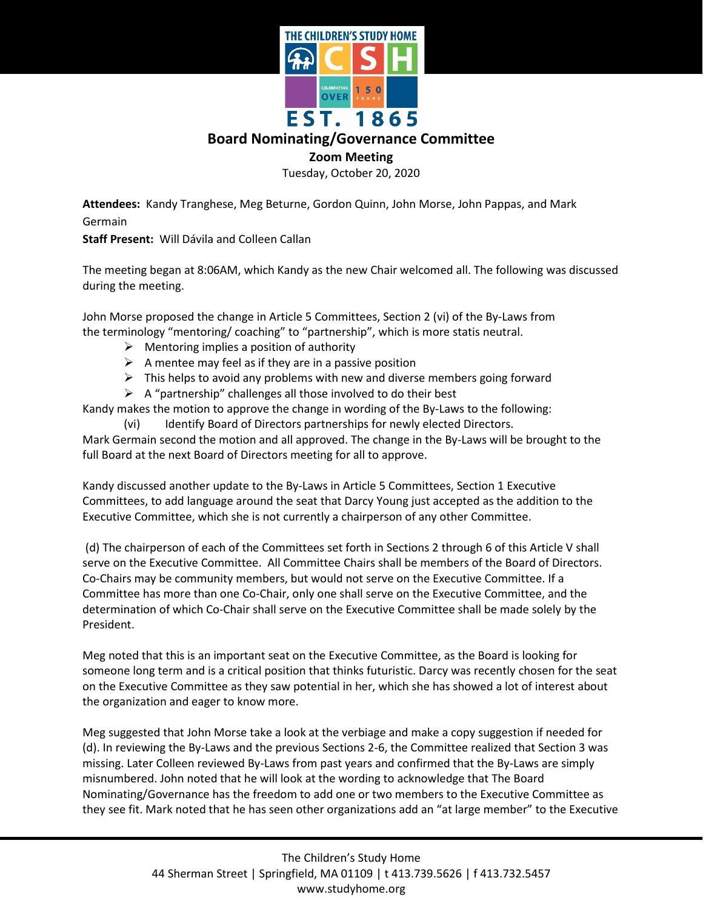# Board Nominating/Governance Committee

**Zoom Meeting**

Tuesday, October 20, 2020

**Attendees:** Kandy Tranghese, Meg Beturne, Gordon Quinn, John Morse, John Pappas, and Mark Germain

**Staff Present:** Will Dávila and Colleen Callan

The meeting began at 8:06AM, which Kandy as the new Chair welcomed all. The following was discussed during the meeting.

John Morse proposed the change in Article 5 Committees, Section 2 (vi) of the By-Laws from the terminology "mentoring/ coaching" to "partnership", which is more statis neutral.

- Mentoring implies a position of authority
- A mentee may feel as if they are in a passive position
- This helps to avoid any problems with new and diverse members going forward
- A "partnership" challenges all those involved to do their best

Kandy makes the motion to approve the change in wording of the By-Laws to the following:

(vi) Identify Board of Directors partnerships for newly elected Directors.

Mark Germain second the motion and all approved. The change in the By-Laws will be brought to the full Board at the next Board of Directors meeting for all to approve.

Kandy discussed another update to the By-Laws in Article 5 Committees, Section 1 Executive Committees, to add language around the seat that Darcy Young just accepted as the addition to the Executive Committee, which she is not currently a chairperson of any other Committee.

(d) The chairperson of each of the Committees set forth in Sections 2 through 6 of this Article V shall serve on the Executive Committee. All Committee Chairs shall be members of the Board of Directors. Co-Chairs may be community members, but would not serve on the Executive Committee. If a Committee has more than one Co-Chair, only one shall serve on the Executive Committee, and the determination of which Co-Chair shall serve on the Executive Committee shall be made solely by the President.

Meg noted that this is an important seat on the Executive Committee, as the Board is looking for someone long term and is a critical position that thinks futuristic. Darcy was recently chosen for the seat on the Executive Committee as they saw potential in her, which she has showed a lot of interest about the organization and eager to know more.

Meg suggested that John Morse take a look at the verbiage and make a copy suggestion if needed for (d). In reviewing the By-Laws and the previous Sections 2-6, the Committee realized that Section 3 was missing. Later Colleen reviewed By-Laws from past years and confirmed that the By-Laws are simply misnumbered. John noted that he will look at the wording to acknowledge that The Board Nominating/Governance has the freedom to add one or two members to the Executive Committee as they see fit. Mark noted that he has seen other organizations add an "at large member" to the Executive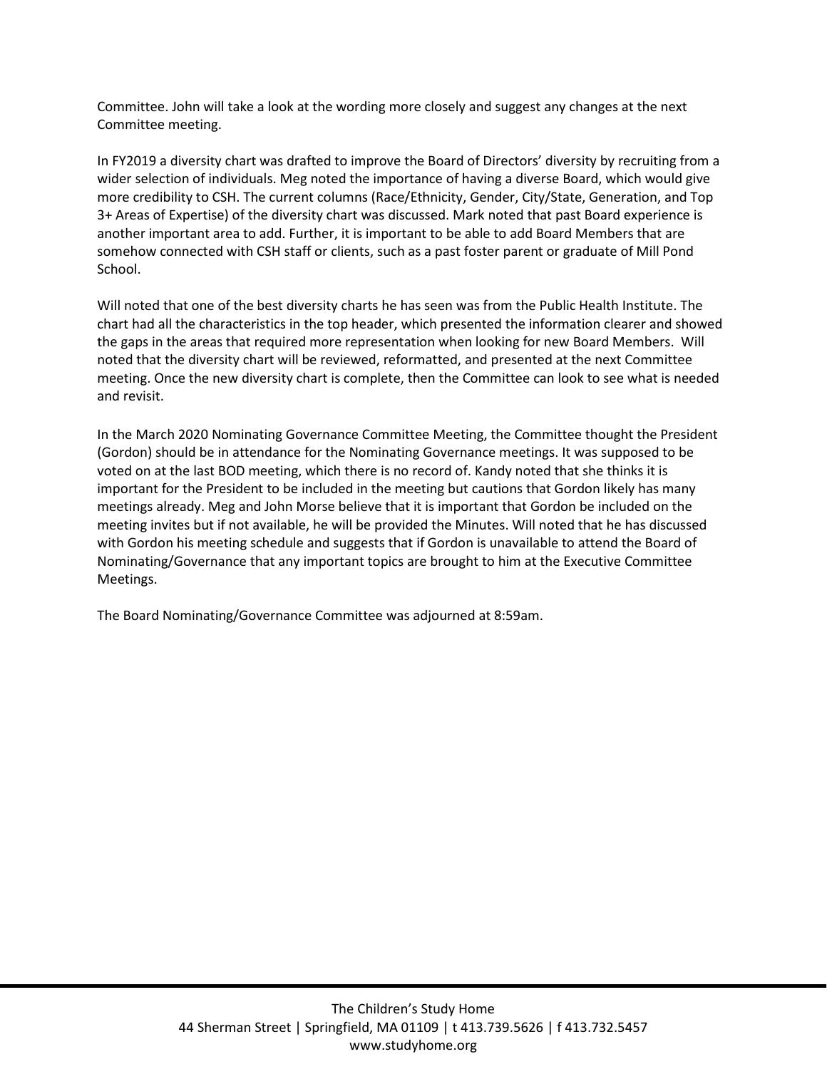Committee. John will take a look at the wording more closely and suggest any changes at the next Committee meeting.

In FY2019 a diversity chart was drafted to improve the Board of Directors' diversity by recruiting from a wider selection of individuals. Meg noted the importance of having a diverse Board, which would give more credibility to CSH. The current columns (Race/Ethnicity, Gender, City/State, Generation, and Top 3+ Areas of Expertise) of the diversity chart was discussed. Mark noted that past Board experience is another important area to add. Further, it is important to be able to add Board Members that are somehow connected with CSH staff or clients, such as a past foster parent or graduate of Mill Pond School.

Will noted that one of the best diversity charts he has seen was from the Public Health Institute. The chart had all the characteristics in the top header, which presented the information clearer and showed the gaps in the areas that required more representation when looking for new Board Members. Will noted that the diversity chart will be reviewed, reformatted, and presented at the next Committee meeting. Once the new diversity chart is complete, then the Committee can look to see what is needed and revisit.

In the March 2020 Nominating Governance Committee Meeting, the Committee thought the President (Gordon) should be in attendance for the Nominating Governance meetings. It was supposed to be voted on at the last BOD meeting, which there is no record of. Kandy noted that she thinks it is important for the President to be included in the meeting but cautions that Gordon likely has many meetings already. Meg and John Morse believe that it is important that Gordon be included on the meeting invites but if not available, he will be provided the Minutes. Will noted that he has discussed with Gordon his meeting schedule and suggests that if Gordon is unavailable to attend the Board of Nominating/Governance that any important topics are brought to him at the Executive Committee Meetings.

The Board Nominating/Governance Committee was adjourned at 8:59am.